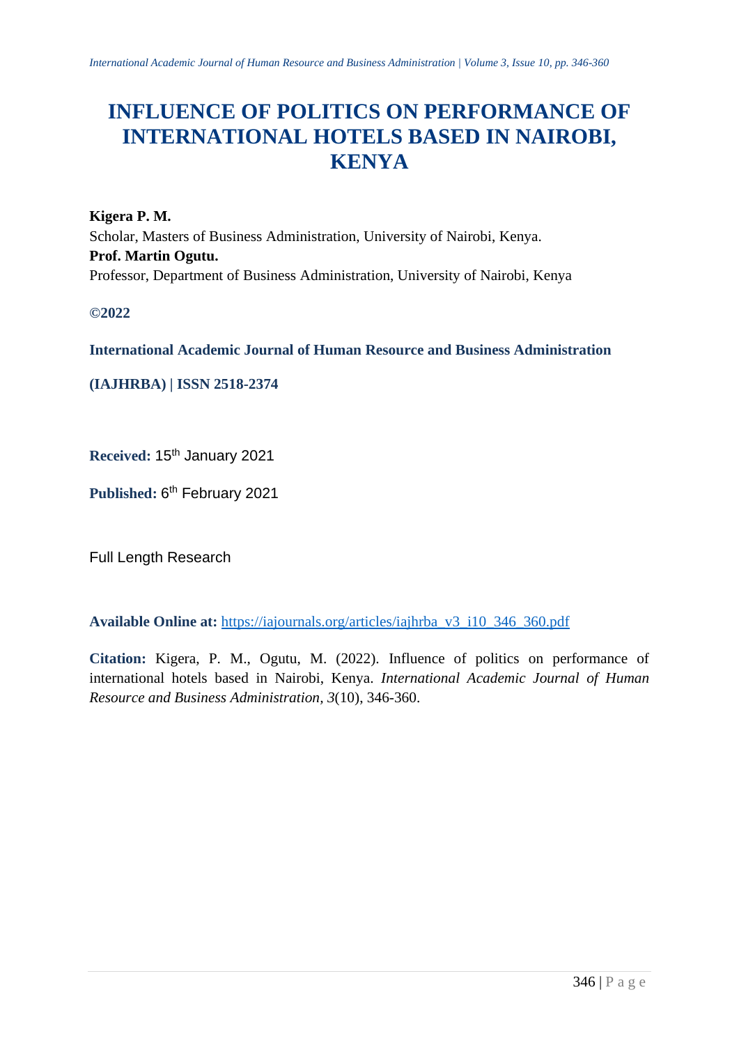# INFLUENCE OF POLITICS ON PERFORMANCE OF INTERNATIONAL HOTELS BASED IN NAIROBI, KENYA

**Kigera P. M.**
Scholar, Masters of Business Administration, University of Nairobi, Kenya.
**Prof. Martin Ogutu.**
Professor, Department of Business Administration, University of Nairobi, Kenya

**©2022**

**International Academic Journal of Human Resource and Business Administration**

**(IAJHRBA) | ISSN 2518-2374**

**Received:** 15th January 2021

**Published:** 6th February 2021

Full Length Research

**Available Online at:** https://iajournals.org/articles/iajhrba_v3_i10_346_360.pdf

**Citation:** Kigera, P. M., Ogutu, M. (2022). Influence of politics on performance of international hotels based in Nairobi, Kenya. *International Academic Journal of Human Resource and Business Administration, 3*(10), 346-360.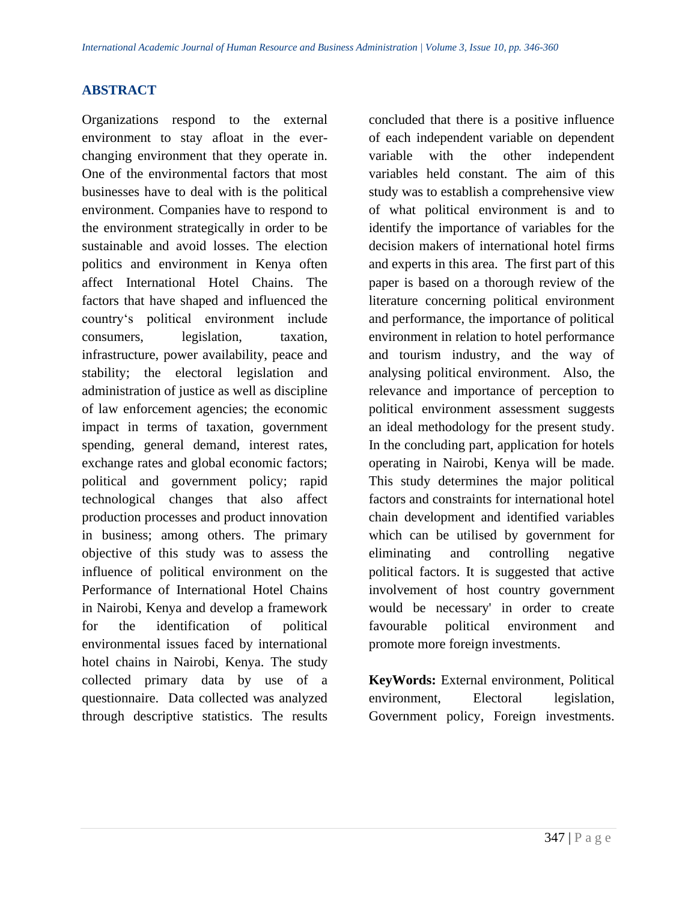## ABSTRACT

Organizations respond to the external environment to stay afloat in the ever-changing environment that they operate in. One of the environmental factors that most businesses have to deal with is the political environment. Companies have to respond to the environment strategically in order to be sustainable and avoid losses. The election politics and environment in Kenya often affect International Hotel Chains. The factors that have shaped and influenced the country's political environment include consumers, legislation, taxation, infrastructure, power availability, peace and stability; the electoral legislation and administration of justice as well as discipline of law enforcement agencies; the economic impact in terms of taxation, government spending, general demand, interest rates, exchange rates and global economic factors; political and government policy; rapid technological changes that also affect production processes and product innovation in business; among others. The primary objective of this study was to assess the influence of political environment on the Performance of International Hotel Chains in Nairobi, Kenya and develop a framework for the identification of political environmental issues faced by international hotel chains in Nairobi, Kenya. The study collected primary data by use of a questionnaire. Data collected was analyzed through descriptive statistics. The results concluded that there is a positive influence of each independent variable on dependent variable with the other independent variables held constant. The aim of this study was to establish a comprehensive view of what political environment is and to identify the importance of variables for the decision makers of international hotel firms and experts in this area. The first part of this paper is based on a thorough review of the literature concerning political environment and performance, the importance of political environment in relation to hotel performance and tourism industry, and the way of analysing political environment. Also, the relevance and importance of perception to political environment assessment suggests an ideal methodology for the present study. In the concluding part, application for hotels operating in Nairobi, Kenya will be made. This study determines the major political factors and constraints for international hotel chain development and identified variables which can be utilised by government for eliminating and controlling negative political factors. It is suggested that active involvement of host country government would be necessary' in order to create favourable political environment and promote more foreign investments.

**KeyWords:** External environment, Political environment, Electoral legislation, Government policy, Foreign investments.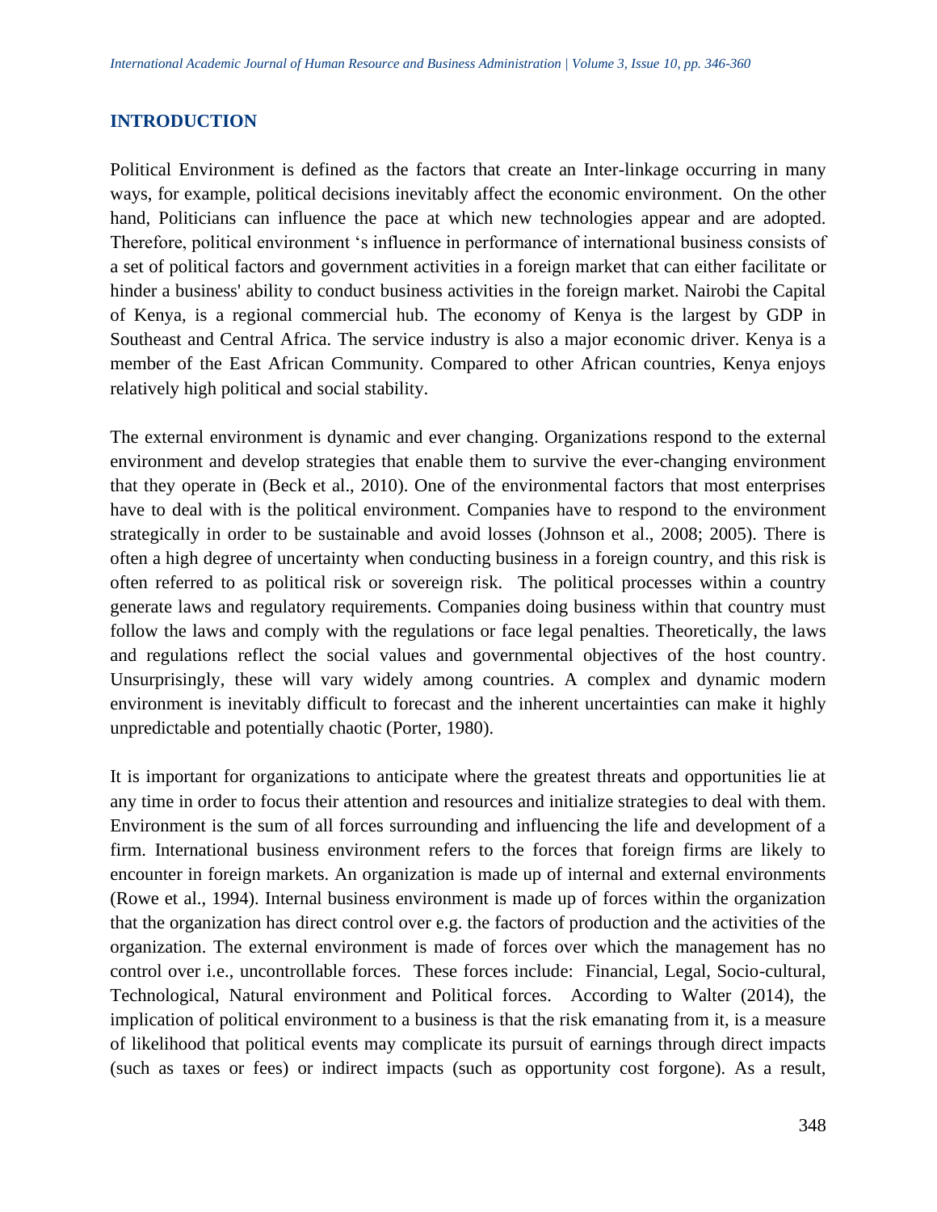## INTRODUCTION

Political Environment is defined as the factors that create an Inter-linkage occurring in many ways, for example, political decisions inevitably affect the economic environment. On the other hand, Politicians can influence the pace at which new technologies appear and are adopted. Therefore, political environment 's influence in performance of international business consists of a set of political factors and government activities in a foreign market that can either facilitate or hinder a business' ability to conduct business activities in the foreign market. Nairobi the Capital of Kenya, is a regional commercial hub. The economy of Kenya is the largest by GDP in Southeast and Central Africa. The service industry is also a major economic driver. Kenya is a member of the East African Community. Compared to other African countries, Kenya enjoys relatively high political and social stability.

The external environment is dynamic and ever changing. Organizations respond to the external environment and develop strategies that enable them to survive the ever-changing environment that they operate in (Beck et al., 2010). One of the environmental factors that most enterprises have to deal with is the political environment. Companies have to respond to the environment strategically in order to be sustainable and avoid losses (Johnson et al., 2008; 2005). There is often a high degree of uncertainty when conducting business in a foreign country, and this risk is often referred to as political risk or sovereign risk. The political processes within a country generate laws and regulatory requirements. Companies doing business within that country must follow the laws and comply with the regulations or face legal penalties. Theoretically, the laws and regulations reflect the social values and governmental objectives of the host country. Unsurprisingly, these will vary widely among countries. A complex and dynamic modern environment is inevitably difficult to forecast and the inherent uncertainties can make it highly unpredictable and potentially chaotic (Porter, 1980).

It is important for organizations to anticipate where the greatest threats and opportunities lie at any time in order to focus their attention and resources and initialize strategies to deal with them. Environment is the sum of all forces surrounding and influencing the life and development of a firm. International business environment refers to the forces that foreign firms are likely to encounter in foreign markets. An organization is made up of internal and external environments (Rowe et al., 1994). Internal business environment is made up of forces within the organization that the organization has direct control over e.g. the factors of production and the activities of the organization. The external environment is made of forces over which the management has no control over i.e., uncontrollable forces. These forces include: Financial, Legal, Socio-cultural, Technological, Natural environment and Political forces. According to Walter (2014), the implication of political environment to a business is that the risk emanating from it, is a measure of likelihood that political events may complicate its pursuit of earnings through direct impacts (such as taxes or fees) or indirect impacts (such as opportunity cost forgone). As a result,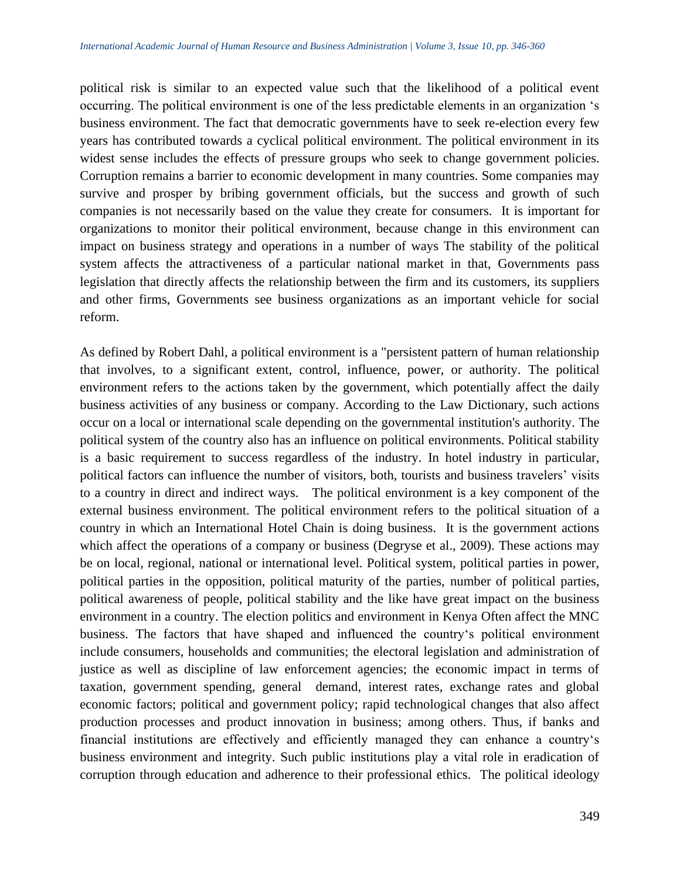political risk is similar to an expected value such that the likelihood of a political event occurring. The political environment is one of the less predictable elements in an organization 's business environment. The fact that democratic governments have to seek re-election every few years has contributed towards a cyclical political environment. The political environment in its widest sense includes the effects of pressure groups who seek to change government policies. Corruption remains a barrier to economic development in many countries. Some companies may survive and prosper by bribing government officials, but the success and growth of such companies is not necessarily based on the value they create for consumers. It is important for organizations to monitor their political environment, because change in this environment can impact on business strategy and operations in a number of ways The stability of the political system affects the attractiveness of a particular national market in that, Governments pass legislation that directly affects the relationship between the firm and its customers, its suppliers and other firms, Governments see business organizations as an important vehicle for social reform.

As defined by Robert Dahl, a political environment is a "persistent pattern of human relationship that involves, to a significant extent, control, influence, power, or authority. The political environment refers to the actions taken by the government, which potentially affect the daily business activities of any business or company. According to the Law Dictionary, such actions occur on a local or international scale depending on the governmental institution's authority. The political system of the country also has an influence on political environments. Political stability is a basic requirement to success regardless of the industry. In hotel industry in particular, political factors can influence the number of visitors, both, tourists and business travelers' visits to a country in direct and indirect ways. The political environment is a key component of the external business environment. The political environment refers to the political situation of a country in which an International Hotel Chain is doing business. It is the government actions which affect the operations of a company or business (Degryse et al., 2009). These actions may be on local, regional, national or international level. Political system, political parties in power, political parties in the opposition, political maturity of the parties, number of political parties, political awareness of people, political stability and the like have great impact on the business environment in a country. The election politics and environment in Kenya Often affect the MNC business. The factors that have shaped and influenced the country's political environment include consumers, households and communities; the electoral legislation and administration of justice as well as discipline of law enforcement agencies; the economic impact in terms of taxation, government spending, general demand, interest rates, exchange rates and global economic factors; political and government policy; rapid technological changes that also affect production processes and product innovation in business; among others. Thus, if banks and financial institutions are effectively and efficiently managed they can enhance a country's business environment and integrity. Such public institutions play a vital role in eradication of corruption through education and adherence to their professional ethics. The political ideology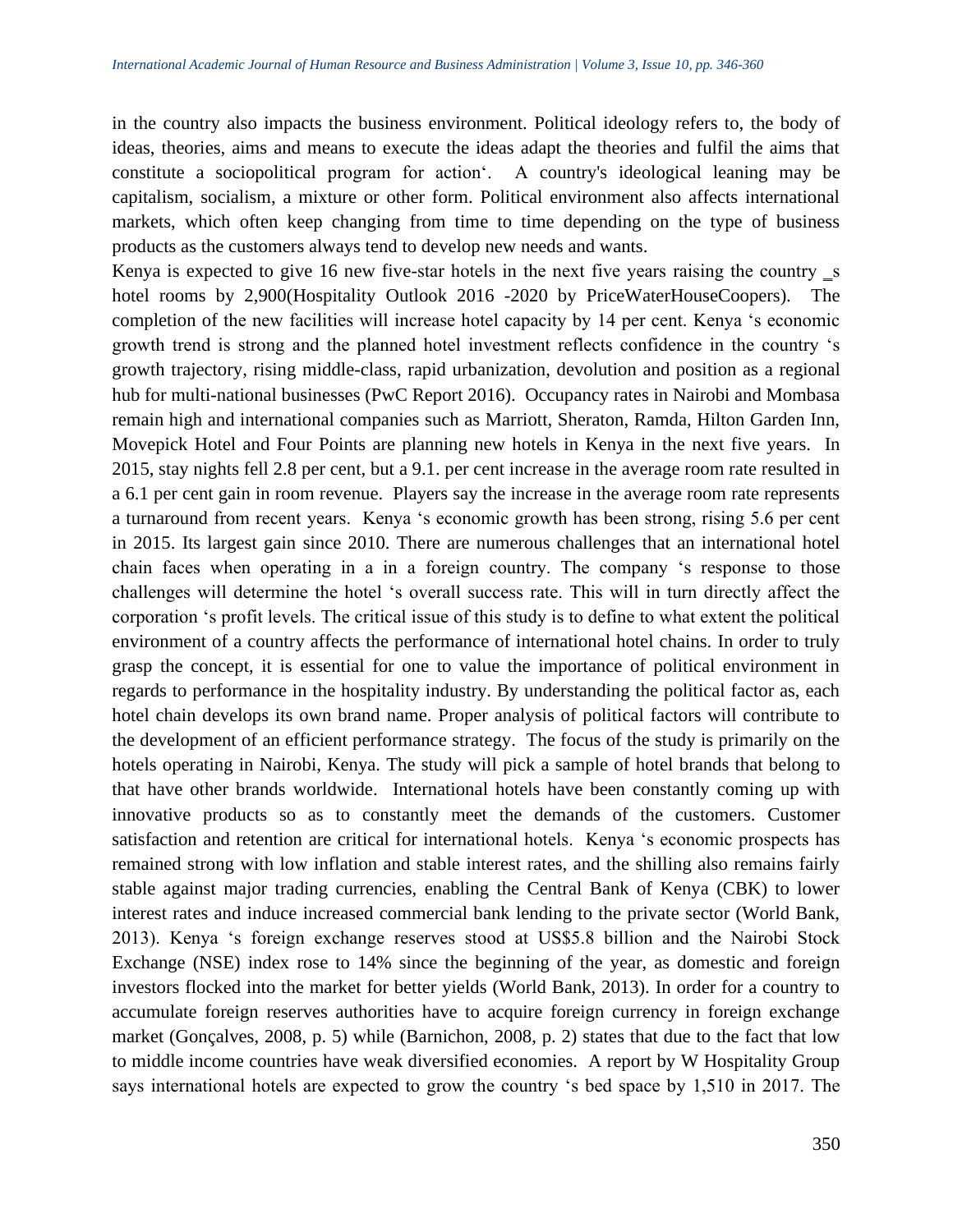in the country also impacts the business environment. Political ideology refers to, the body of ideas, theories, aims and means to execute the ideas adapt the theories and fulfil the aims that constitute a sociopolitical program for action'. A country's ideological leaning may be capitalism, socialism, a mixture or other form. Political environment also affects international markets, which often keep changing from time to time depending on the type of business products as the customers always tend to develop new needs and wants.

Kenya is expected to give 16 new five-star hotels in the next five years raising the country _s hotel rooms by 2,900(Hospitality Outlook 2016 -2020 by PriceWaterHouseCoopers). The completion of the new facilities will increase hotel capacity by 14 per cent. Kenya 's economic growth trend is strong and the planned hotel investment reflects confidence in the country 's growth trajectory, rising middle-class, rapid urbanization, devolution and position as a regional hub for multi-national businesses (PwC Report 2016). Occupancy rates in Nairobi and Mombasa remain high and international companies such as Marriott, Sheraton, Ramda, Hilton Garden Inn, Movepick Hotel and Four Points are planning new hotels in Kenya in the next five years. In 2015, stay nights fell 2.8 per cent, but a 9.1. per cent increase in the average room rate resulted in a 6.1 per cent gain in room revenue. Players say the increase in the average room rate represents a turnaround from recent years. Kenya 's economic growth has been strong, rising 5.6 per cent in 2015. Its largest gain since 2010. There are numerous challenges that an international hotel chain faces when operating in a in a foreign country. The company 's response to those challenges will determine the hotel 's overall success rate. This will in turn directly affect the corporation 's profit levels. The critical issue of this study is to define to what extent the political environment of a country affects the performance of international hotel chains. In order to truly grasp the concept, it is essential for one to value the importance of political environment in regards to performance in the hospitality industry. By understanding the political factor as, each hotel chain develops its own brand name. Proper analysis of political factors will contribute to the development of an efficient performance strategy. The focus of the study is primarily on the hotels operating in Nairobi, Kenya. The study will pick a sample of hotel brands that belong to that have other brands worldwide. International hotels have been constantly coming up with innovative products so as to constantly meet the demands of the customers. Customer satisfaction and retention are critical for international hotels. Kenya 's economic prospects has remained strong with low inflation and stable interest rates, and the shilling also remains fairly stable against major trading currencies, enabling the Central Bank of Kenya (CBK) to lower interest rates and induce increased commercial bank lending to the private sector (World Bank, 2013). Kenya 's foreign exchange reserves stood at US$5.8 billion and the Nairobi Stock Exchange (NSE) index rose to 14% since the beginning of the year, as domestic and foreign investors flocked into the market for better yields (World Bank, 2013). In order for a country to accumulate foreign reserves authorities have to acquire foreign currency in foreign exchange market (Gonçalves, 2008, p. 5) while (Barnichon, 2008, p. 2) states that due to the fact that low to middle income countries have weak diversified economies. A report by W Hospitality Group says international hotels are expected to grow the country 's bed space by 1,510 in 2017. The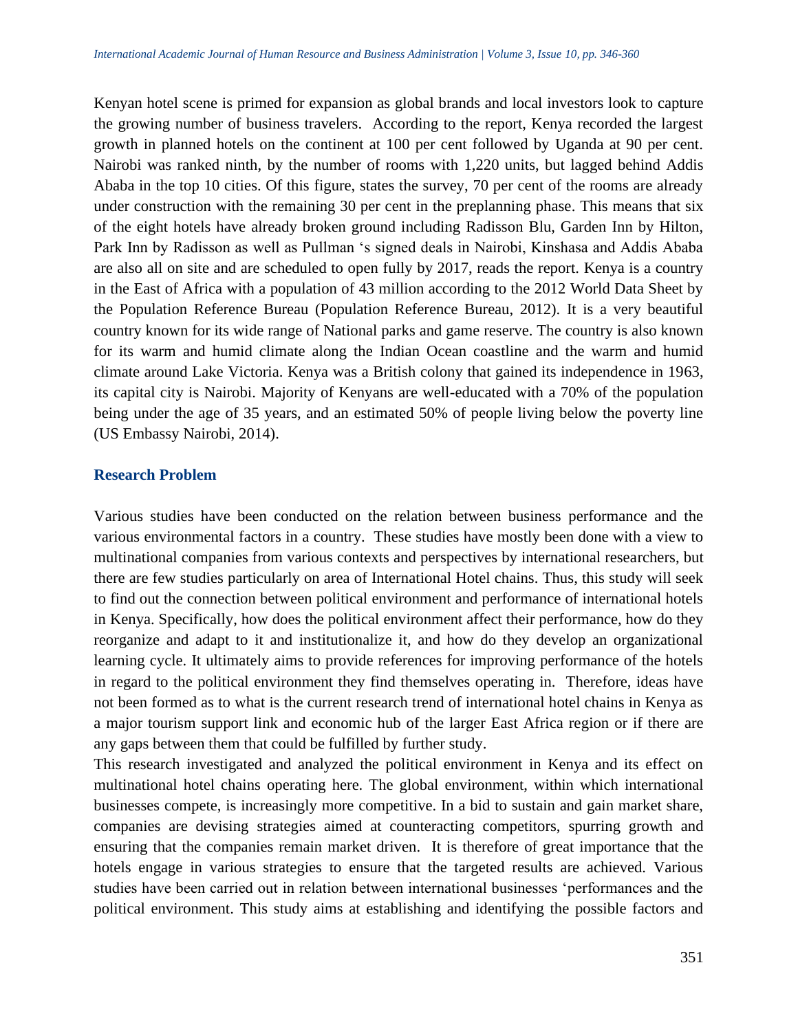Kenyan hotel scene is primed for expansion as global brands and local investors look to capture the growing number of business travelers. According to the report, Kenya recorded the largest growth in planned hotels on the continent at 100 per cent followed by Uganda at 90 per cent. Nairobi was ranked ninth, by the number of rooms with 1,220 units, but lagged behind Addis Ababa in the top 10 cities. Of this figure, states the survey, 70 per cent of the rooms are already under construction with the remaining 30 per cent in the preplanning phase. This means that six of the eight hotels have already broken ground including Radisson Blu, Garden Inn by Hilton, Park Inn by Radisson as well as Pullman 's signed deals in Nairobi, Kinshasa and Addis Ababa are also all on site and are scheduled to open fully by 2017, reads the report. Kenya is a country in the East of Africa with a population of 43 million according to the 2012 World Data Sheet by the Population Reference Bureau (Population Reference Bureau, 2012). It is a very beautiful country known for its wide range of National parks and game reserve. The country is also known for its warm and humid climate along the Indian Ocean coastline and the warm and humid climate around Lake Victoria. Kenya was a British colony that gained its independence in 1963, its capital city is Nairobi. Majority of Kenyans are well-educated with a 70% of the population being under the age of 35 years, and an estimated 50% of people living below the poverty line (US Embassy Nairobi, 2014).

## Research Problem

Various studies have been conducted on the relation between business performance and the various environmental factors in a country. These studies have mostly been done with a view to multinational companies from various contexts and perspectives by international researchers, but there are few studies particularly on area of International Hotel chains. Thus, this study will seek to find out the connection between political environment and performance of international hotels in Kenya. Specifically, how does the political environment affect their performance, how do they reorganize and adapt to it and institutionalize it, and how do they develop an organizational learning cycle. It ultimately aims to provide references for improving performance of the hotels in regard to the political environment they find themselves operating in. Therefore, ideas have not been formed as to what is the current research trend of international hotel chains in Kenya as a major tourism support link and economic hub of the larger East Africa region or if there are any gaps between them that could be fulfilled by further study.

This research investigated and analyzed the political environment in Kenya and its effect on multinational hotel chains operating here. The global environment, within which international businesses compete, is increasingly more competitive. In a bid to sustain and gain market share, companies are devising strategies aimed at counteracting competitors, spurring growth and ensuring that the companies remain market driven. It is therefore of great importance that the hotels engage in various strategies to ensure that the targeted results are achieved. Various studies have been carried out in relation between international businesses 'performances and the political environment. This study aims at establishing and identifying the possible factors and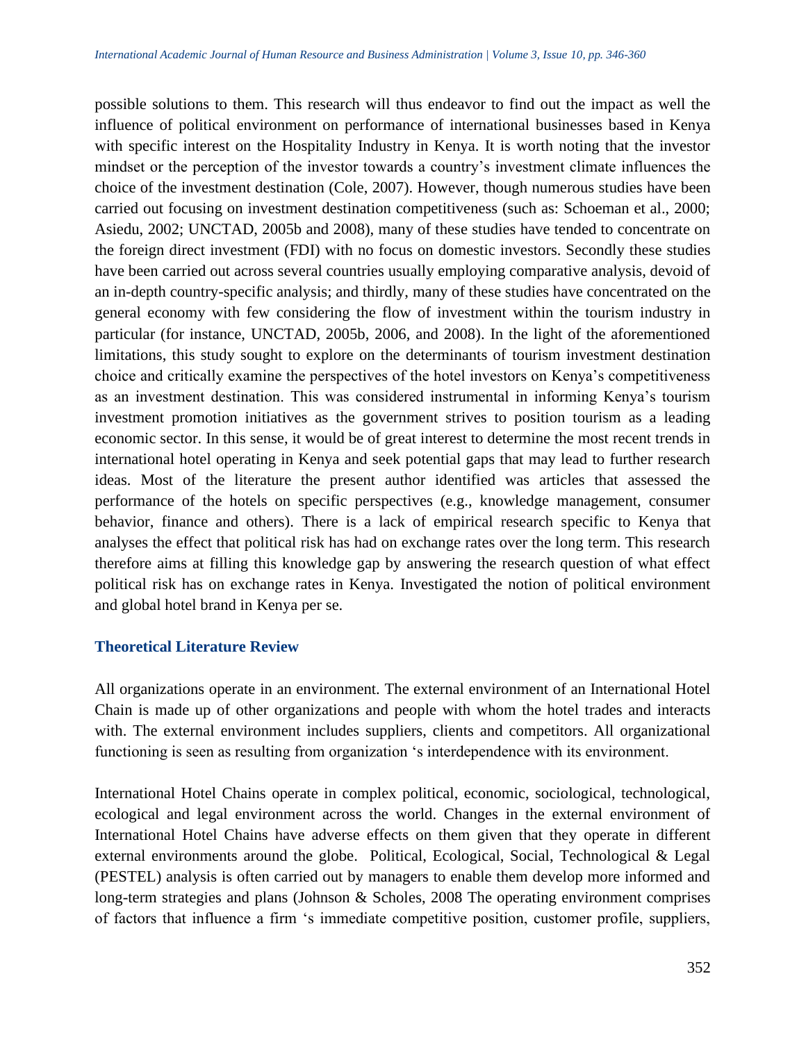possible solutions to them. This research will thus endeavor to find out the impact as well the influence of political environment on performance of international businesses based in Kenya with specific interest on the Hospitality Industry in Kenya. It is worth noting that the investor mindset or the perception of the investor towards a country's investment climate influences the choice of the investment destination (Cole, 2007). However, though numerous studies have been carried out focusing on investment destination competitiveness (such as: Schoeman et al., 2000; Asiedu, 2002; UNCTAD, 2005b and 2008), many of these studies have tended to concentrate on the foreign direct investment (FDI) with no focus on domestic investors. Secondly these studies have been carried out across several countries usually employing comparative analysis, devoid of an in-depth country-specific analysis; and thirdly, many of these studies have concentrated on the general economy with few considering the flow of investment within the tourism industry in particular (for instance, UNCTAD, 2005b, 2006, and 2008). In the light of the aforementioned limitations, this study sought to explore on the determinants of tourism investment destination choice and critically examine the perspectives of the hotel investors on Kenya's competitiveness as an investment destination. This was considered instrumental in informing Kenya's tourism investment promotion initiatives as the government strives to position tourism as a leading economic sector. In this sense, it would be of great interest to determine the most recent trends in international hotel operating in Kenya and seek potential gaps that may lead to further research ideas. Most of the literature the present author identified was articles that assessed the performance of the hotels on specific perspectives (e.g., knowledge management, consumer behavior, finance and others). There is a lack of empirical research specific to Kenya that analyses the effect that political risk has had on exchange rates over the long term. This research therefore aims at filling this knowledge gap by answering the research question of what effect political risk has on exchange rates in Kenya. Investigated the notion of political environment and global hotel brand in Kenya per se.

## Theoretical Literature Review

All organizations operate in an environment. The external environment of an International Hotel Chain is made up of other organizations and people with whom the hotel trades and interacts with. The external environment includes suppliers, clients and competitors. All organizational functioning is seen as resulting from organization 's interdependence with its environment.

International Hotel Chains operate in complex political, economic, sociological, technological, ecological and legal environment across the world. Changes in the external environment of International Hotel Chains have adverse effects on them given that they operate in different external environments around the globe. Political, Ecological, Social, Technological & Legal (PESTEL) analysis is often carried out by managers to enable them develop more informed and long-term strategies and plans (Johnson & Scholes, 2008 The operating environment comprises of factors that influence a firm 's immediate competitive position, customer profile, suppliers,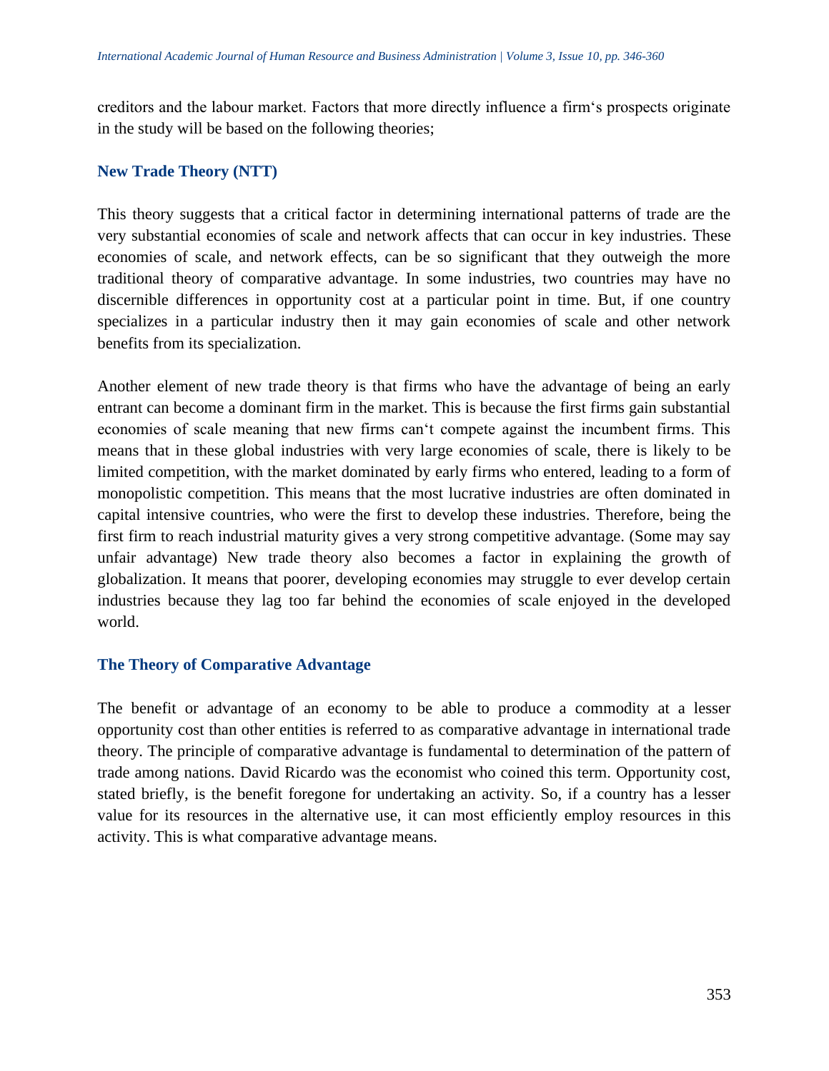creditors and the labour market. Factors that more directly influence a firm's prospects originate in the study will be based on the following theories;

### New Trade Theory (NTT)

This theory suggests that a critical factor in determining international patterns of trade are the very substantial economies of scale and network affects that can occur in key industries. These economies of scale, and network effects, can be so significant that they outweigh the more traditional theory of comparative advantage. In some industries, two countries may have no discernible differences in opportunity cost at a particular point in time. But, if one country specializes in a particular industry then it may gain economies of scale and other network benefits from its specialization.

Another element of new trade theory is that firms who have the advantage of being an early entrant can become a dominant firm in the market. This is because the first firms gain substantial economies of scale meaning that new firms can't compete against the incumbent firms. This means that in these global industries with very large economies of scale, there is likely to be limited competition, with the market dominated by early firms who entered, leading to a form of monopolistic competition. This means that the most lucrative industries are often dominated in capital intensive countries, who were the first to develop these industries. Therefore, being the first firm to reach industrial maturity gives a very strong competitive advantage. (Some may say unfair advantage) New trade theory also becomes a factor in explaining the growth of globalization. It means that poorer, developing economies may struggle to ever develop certain industries because they lag too far behind the economies of scale enjoyed in the developed world.

### The Theory of Comparative Advantage

The benefit or advantage of an economy to be able to produce a commodity at a lesser opportunity cost than other entities is referred to as comparative advantage in international trade theory. The principle of comparative advantage is fundamental to determination of the pattern of trade among nations. David Ricardo was the economist who coined this term. Opportunity cost, stated briefly, is the benefit foregone for undertaking an activity. So, if a country has a lesser value for its resources in the alternative use, it can most efficiently employ resources in this activity. This is what comparative advantage means.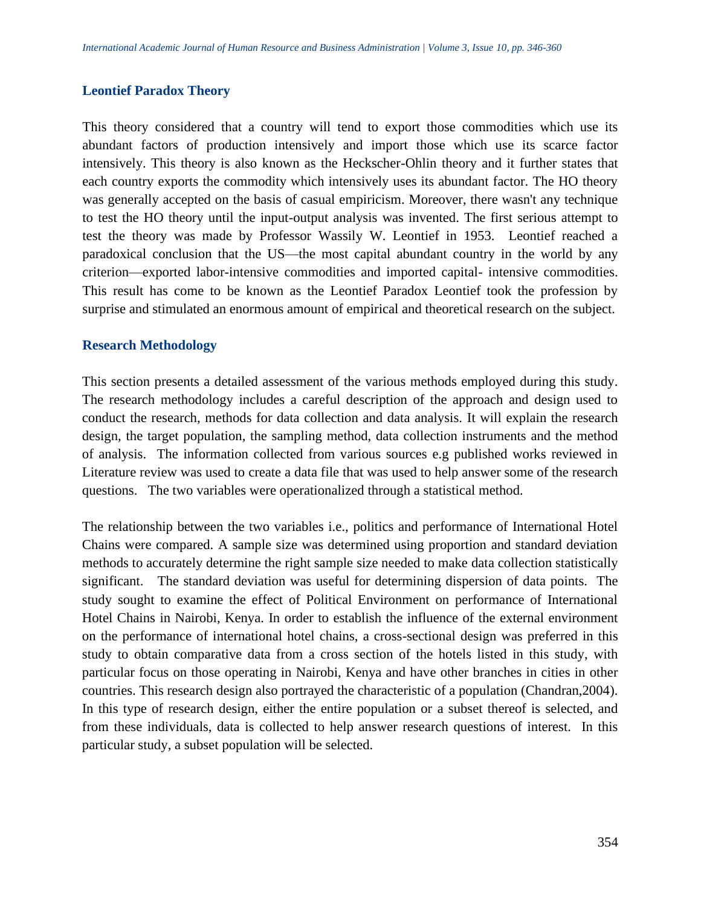### Leontief Paradox Theory

This theory considered that a country will tend to export those commodities which use its abundant factors of production intensively and import those which use its scarce factor intensively. This theory is also known as the Heckscher-Ohlin theory and it further states that each country exports the commodity which intensively uses its abundant factor. The HO theory was generally accepted on the basis of casual empiricism. Moreover, there wasn't any technique to test the HO theory until the input-output analysis was invented. The first serious attempt to test the theory was made by Professor Wassily W. Leontief in 1953. Leontief reached a paradoxical conclusion that the US—the most capital abundant country in the world by any criterion—exported labor-intensive commodities and imported capital- intensive commodities. This result has come to be known as the Leontief Paradox Leontief took the profession by surprise and stimulated an enormous amount of empirical and theoretical research on the subject.

### Research Methodology

This section presents a detailed assessment of the various methods employed during this study. The research methodology includes a careful description of the approach and design used to conduct the research, methods for data collection and data analysis. It will explain the research design, the target population, the sampling method, data collection instruments and the method of analysis. The information collected from various sources e.g published works reviewed in Literature review was used to create a data file that was used to help answer some of the research questions. The two variables were operationalized through a statistical method.

The relationship between the two variables i.e., politics and performance of International Hotel Chains were compared. A sample size was determined using proportion and standard deviation methods to accurately determine the right sample size needed to make data collection statistically significant. The standard deviation was useful for determining dispersion of data points. The study sought to examine the effect of Political Environment on performance of International Hotel Chains in Nairobi, Kenya. In order to establish the influence of the external environment on the performance of international hotel chains, a cross-sectional design was preferred in this study to obtain comparative data from a cross section of the hotels listed in this study, with particular focus on those operating in Nairobi, Kenya and have other branches in cities in other countries. This research design also portrayed the characteristic of a population (Chandran,2004). In this type of research design, either the entire population or a subset thereof is selected, and from these individuals, data is collected to help answer research questions of interest. In this particular study, a subset population will be selected.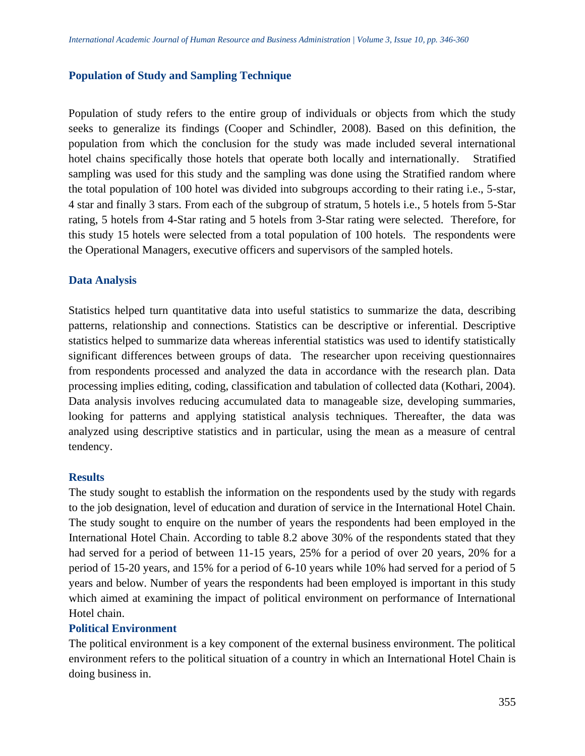## Population of Study and Sampling Technique

Population of study refers to the entire group of individuals or objects from which the study seeks to generalize its findings (Cooper and Schindler, 2008). Based on this definition, the population from which the conclusion for the study was made included several international hotel chains specifically those hotels that operate both locally and internationally. Stratified sampling was used for this study and the sampling was done using the Stratified random where the total population of 100 hotel was divided into subgroups according to their rating i.e., 5-star, 4 star and finally 3 stars. From each of the subgroup of stratum, 5 hotels i.e., 5 hotels from 5-Star rating, 5 hotels from 4-Star rating and 5 hotels from 3-Star rating were selected. Therefore, for this study 15 hotels were selected from a total population of 100 hotels. The respondents were the Operational Managers, executive officers and supervisors of the sampled hotels.

## Data Analysis

Statistics helped turn quantitative data into useful statistics to summarize the data, describing patterns, relationship and connections. Statistics can be descriptive or inferential. Descriptive statistics helped to summarize data whereas inferential statistics was used to identify statistically significant differences between groups of data. The researcher upon receiving questionnaires from respondents processed and analyzed the data in accordance with the research plan. Data processing implies editing, coding, classification and tabulation of collected data (Kothari, 2004). Data analysis involves reducing accumulated data to manageable size, developing summaries, looking for patterns and applying statistical analysis techniques. Thereafter, the data was analyzed using descriptive statistics and in particular, using the mean as a measure of central tendency.

## Results

The study sought to establish the information on the respondents used by the study with regards to the job designation, level of education and duration of service in the International Hotel Chain. The study sought to enquire on the number of years the respondents had been employed in the International Hotel Chain. According to table 8.2 above 30% of the respondents stated that they had served for a period of between 11-15 years, 25% for a period of over 20 years, 20% for a period of 15-20 years, and 15% for a period of 6-10 years while 10% had served for a period of 5 years and below. Number of years the respondents had been employed is important in this study which aimed at examining the impact of political environment on performance of International Hotel chain.

## Political Environment

The political environment is a key component of the external business environment. The political environment refers to the political situation of a country in which an International Hotel Chain is doing business in.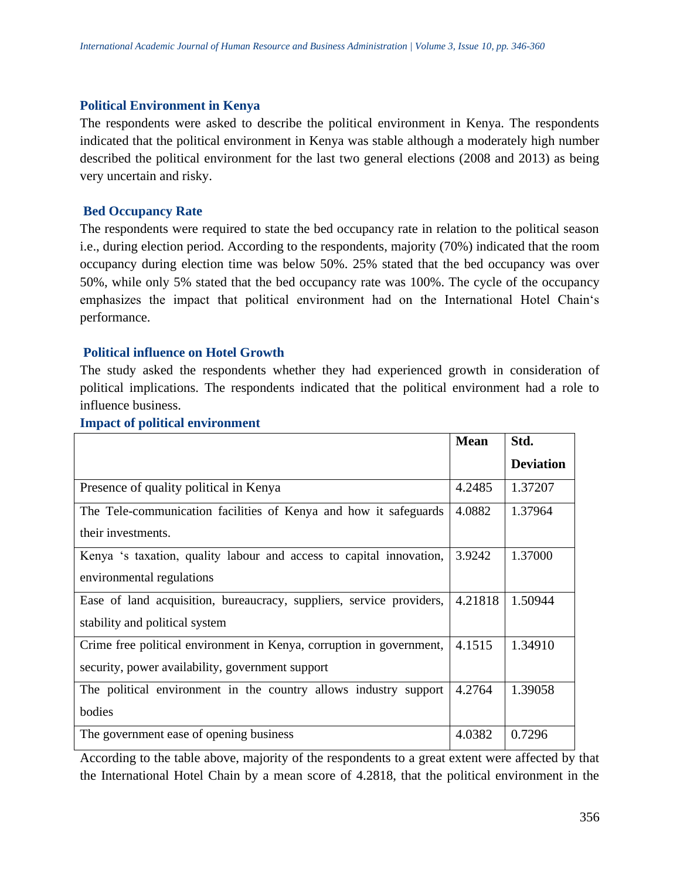### Political Environment in Kenya

The respondents were asked to describe the political environment in Kenya. The respondents indicated that the political environment in Kenya was stable although a moderately high number described the political environment for the last two general elections (2008 and 2013) as being very uncertain and risky.

### Bed Occupancy Rate

The respondents were required to state the bed occupancy rate in relation to the political season i.e., during election period. According to the respondents, majority (70%) indicated that the room occupancy during election time was below 50%. 25% stated that the bed occupancy was over 50%, while only 5% stated that the bed occupancy rate was 100%. The cycle of the occupancy emphasizes the impact that political environment had on the International Hotel Chain's performance.

### Political influence on Hotel Growth

The study asked the respondents whether they had experienced growth in consideration of political implications. The respondents indicated that the political environment had a role to influence business.

**Impact of political environment**

| | Mean | Std. Deviation |
|---|---|---|
| Presence of quality political in Kenya | 4.2485 | 1.37207 |
| The Tele-communication facilities of Kenya and how it safeguards their investments. | 4.0882 | 1.37964 |
| Kenya 's taxation, quality labour and access to capital innovation, environmental regulations | 3.9242 | 1.37000 |
| Ease of land acquisition, bureaucracy, suppliers, service providers, stability and political system | 4.21818 | 1.50944 |
| Crime free political environment in Kenya, corruption in government, security, power availability, government support | 4.1515 | 1.34910 |
| The political environment in the country allows industry support bodies | 4.2764 | 1.39058 |
| The government ease of opening business | 4.0382 | 0.7296 |

According to the table above, majority of the respondents to a great extent were affected by that the International Hotel Chain by a mean score of 4.2818, that the political environment in the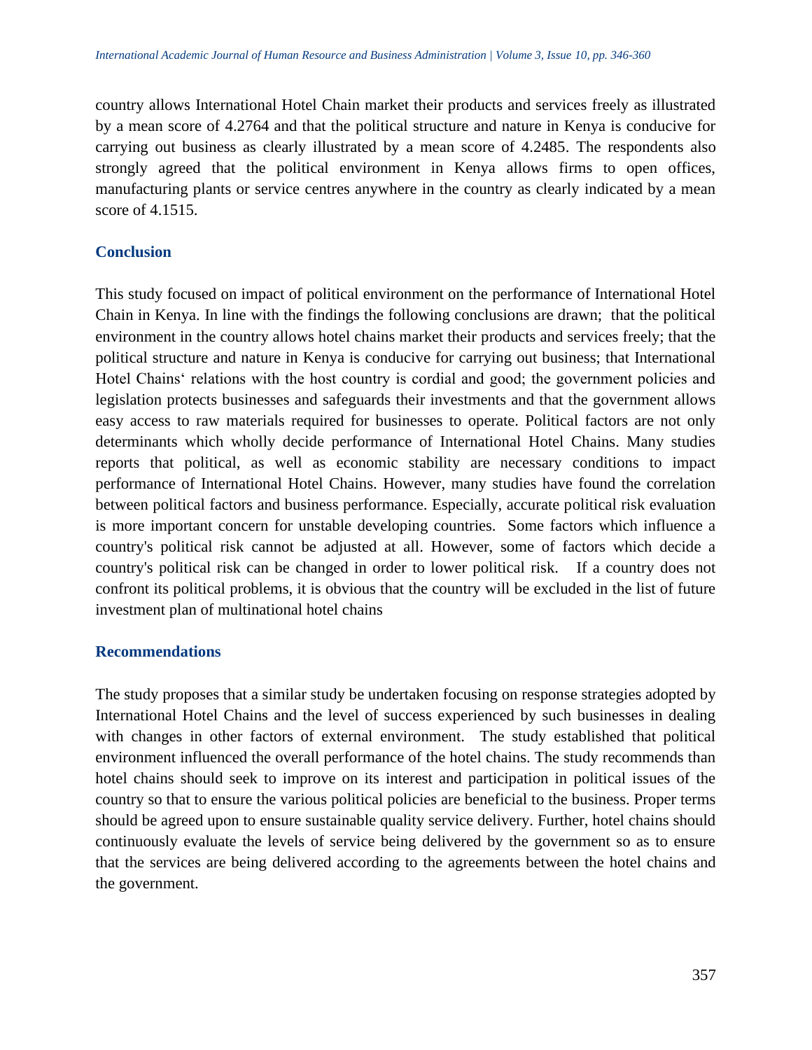country allows International Hotel Chain market their products and services freely as illustrated by a mean score of 4.2764 and that the political structure and nature in Kenya is conducive for carrying out business as clearly illustrated by a mean score of 4.2485. The respondents also strongly agreed that the political environment in Kenya allows firms to open offices, manufacturing plants or service centres anywhere in the country as clearly indicated by a mean score of 4.1515.

## Conclusion

This study focused on impact of political environment on the performance of International Hotel Chain in Kenya. In line with the findings the following conclusions are drawn; that the political environment in the country allows hotel chains market their products and services freely; that the political structure and nature in Kenya is conducive for carrying out business; that International Hotel Chains' relations with the host country is cordial and good; the government policies and legislation protects businesses and safeguards their investments and that the government allows easy access to raw materials required for businesses to operate. Political factors are not only determinants which wholly decide performance of International Hotel Chains. Many studies reports that political, as well as economic stability are necessary conditions to impact performance of International Hotel Chains. However, many studies have found the correlation between political factors and business performance. Especially, accurate political risk evaluation is more important concern for unstable developing countries. Some factors which influence a country's political risk cannot be adjusted at all. However, some of factors which decide a country's political risk can be changed in order to lower political risk. If a country does not confront its political problems, it is obvious that the country will be excluded in the list of future investment plan of multinational hotel chains

## Recommendations

The study proposes that a similar study be undertaken focusing on response strategies adopted by International Hotel Chains and the level of success experienced by such businesses in dealing with changes in other factors of external environment. The study established that political environment influenced the overall performance of the hotel chains. The study recommends than hotel chains should seek to improve on its interest and participation in political issues of the country so that to ensure the various political policies are beneficial to the business. Proper terms should be agreed upon to ensure sustainable quality service delivery. Further, hotel chains should continuously evaluate the levels of service being delivered by the government so as to ensure that the services are being delivered according to the agreements between the hotel chains and the government.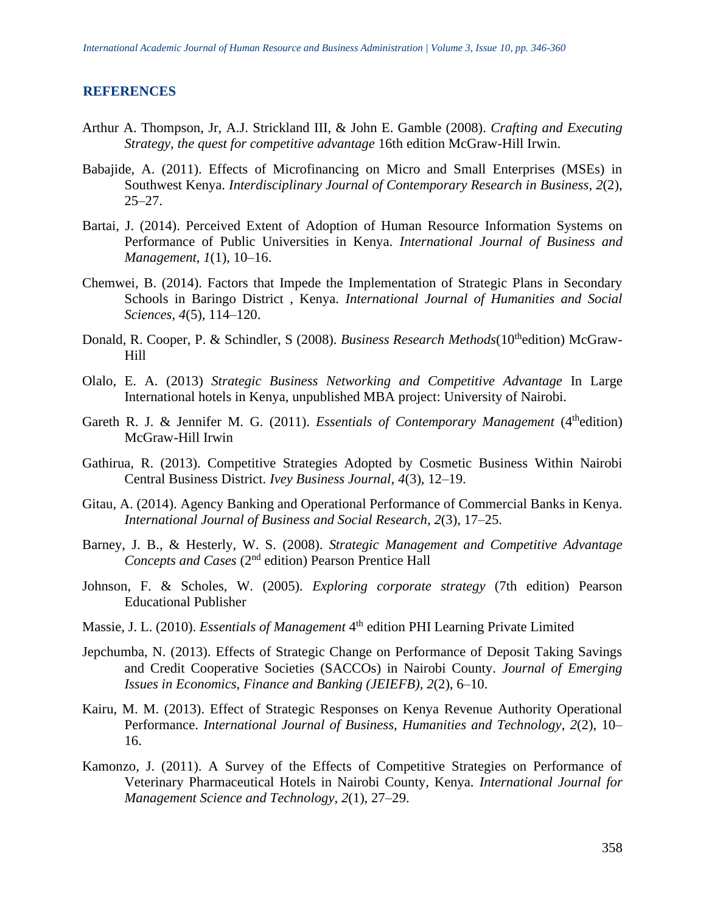## REFERENCES

Arthur A. Thompson, Jr, A.J. Strickland III, & John E. Gamble (2008). *Crafting and Executing Strategy, the quest for competitive advantage* 16th edition McGraw-Hill Irwin.

Babajide, A. (2011). Effects of Microfinancing on Micro and Small Enterprises (MSEs) in Southwest Kenya. *Interdisciplinary Journal of Contemporary Research in Business*, *2*(2), 25–27.

Bartai, J. (2014). Perceived Extent of Adoption of Human Resource Information Systems on Performance of Public Universities in Kenya. *International Journal of Business and Management*, *1*(1), 10–16.

Chemwei, B. (2014). Factors that Impede the Implementation of Strategic Plans in Secondary Schools in Baringo District , Kenya. *International Journal of Humanities and Social Sciences*, *4*(5), 114–120.

Donald, R. Cooper, P. & Schindler, S (2008). *Business Research Methods*(10thedition) McGraw-Hill

Olalo, E. A. (2013) *Strategic Business Networking and Competitive Advantage* In Large International hotels in Kenya, unpublished MBA project: University of Nairobi.

Gareth R. J. & Jennifer M. G. (2011). *Essentials of Contemporary Management* (4thedition) McGraw-Hill Irwin

Gathirua, R. (2013). Competitive Strategies Adopted by Cosmetic Business Within Nairobi Central Business District. *Ivey Business Journal*, *4*(3), 12–19.

Gitau, A. (2014). Agency Banking and Operational Performance of Commercial Banks in Kenya. *International Journal of Business and Social Research*, *2*(3), 17–25.

Barney, J. B., & Hesterly, W. S. (2008). *Strategic Management and Competitive Advantage Concepts and Cases* (2nd edition) Pearson Prentice Hall

Johnson, F. & Scholes, W. (2005). *Exploring corporate strategy* (7th edition) Pearson Educational Publisher

Massie, J. L. (2010). *Essentials of Management* 4th edition PHI Learning Private Limited

Jepchumba, N. (2013). Effects of Strategic Change on Performance of Deposit Taking Savings and Credit Cooperative Societies (SACCOs) in Nairobi County. *Journal of Emerging Issues in Economics, Finance and Banking (JEIEFB)*, *2*(2), 6–10.

Kairu, M. M. (2013). Effect of Strategic Responses on Kenya Revenue Authority Operational Performance. *International Journal of Business, Humanities and Technology*, *2*(2), 10–16.

Kamonzo, J. (2011). A Survey of the Effects of Competitive Strategies on Performance of Veterinary Pharmaceutical Hotels in Nairobi County, Kenya. *International Journal for Management Science and Technology*, *2*(1), 27–29.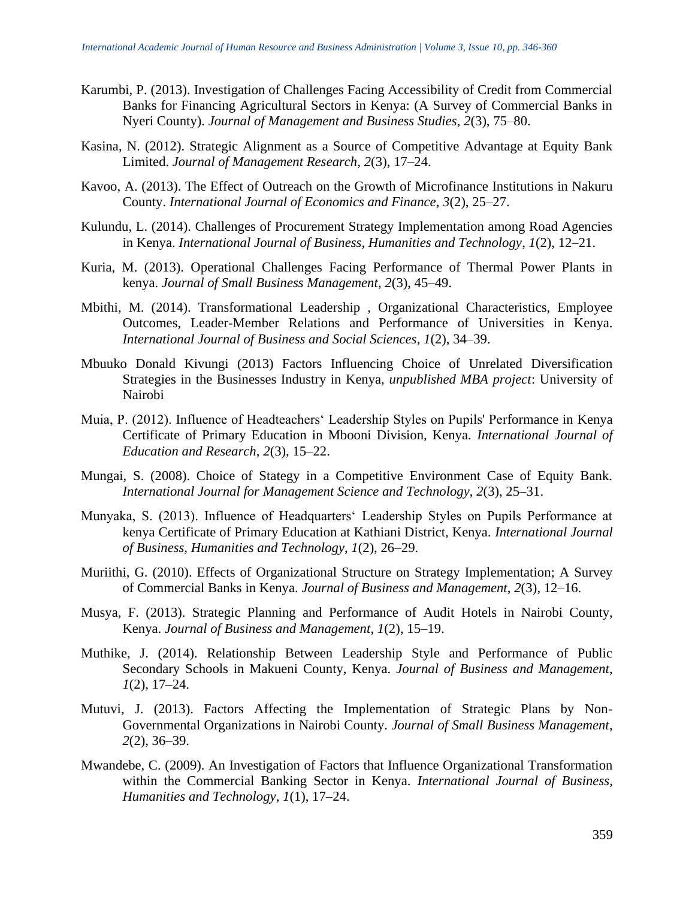Karumbi, P. (2013). Investigation of Challenges Facing Accessibility of Credit from Commercial Banks for Financing Agricultural Sectors in Kenya: (A Survey of Commercial Banks in Nyeri County). *Journal of Management and Business Studies*, *2*(3), 75–80.

Kasina, N. (2012). Strategic Alignment as a Source of Competitive Advantage at Equity Bank Limited. *Journal of Management Research*, *2*(3), 17–24.

Kavoo, A. (2013). The Effect of Outreach on the Growth of Microfinance Institutions in Nakuru County. *International Journal of Economics and Finance*, *3*(2), 25–27.

Kulundu, L. (2014). Challenges of Procurement Strategy Implementation among Road Agencies in Kenya. *International Journal of Business, Humanities and Technology*, *1*(2), 12–21.

Kuria, M. (2013). Operational Challenges Facing Performance of Thermal Power Plants in kenya. *Journal of Small Business Management*, *2*(3), 45–49.

Mbithi, M. (2014). Transformational Leadership , Organizational Characteristics, Employee Outcomes, Leader-Member Relations and Performance of Universities in Kenya. *International Journal of Business and Social Sciences*, *1*(2), 34–39.

Mbuuko Donald Kivungi (2013) Factors Influencing Choice of Unrelated Diversification Strategies in the Businesses Industry in Kenya, *unpublished MBA project*: University of Nairobi

Muia, P. (2012). Influence of Headteachers‘ Leadership Styles on Pupils' Performance in Kenya Certificate of Primary Education in Mbooni Division, Kenya. *International Journal of Education and Research*, *2*(3), 15–22.

Mungai, S. (2008). Choice of Stategy in a Competitive Environment Case of Equity Bank. *International Journal for Management Science and Technology*, *2*(3), 25–31.

Munyaka, S. (2013). Influence of Headquarters‘ Leadership Styles on Pupils Performance at kenya Certificate of Primary Education at Kathiani District, Kenya. *International Journal of Business, Humanities and Technology*, *1*(2), 26–29.

Muriithi, G. (2010). Effects of Organizational Structure on Strategy Implementation; A Survey of Commercial Banks in Kenya. *Journal of Business and Management*, *2*(3), 12–16.

Musya, F. (2013). Strategic Planning and Performance of Audit Hotels in Nairobi County, Kenya. *Journal of Business and Management*, *1*(2), 15–19.

Muthike, J. (2014). Relationship Between Leadership Style and Performance of Public Secondary Schools in Makueni County, Kenya. *Journal of Business and Management*, *1*(2), 17–24.

Mutuvi, J. (2013). Factors Affecting the Implementation of Strategic Plans by Non-Governmental Organizations in Nairobi County. *Journal of Small Business Management*, *2*(2), 36–39.

Mwandebe, C. (2009). An Investigation of Factors that Influence Organizational Transformation within the Commercial Banking Sector in Kenya. *International Journal of Business, Humanities and Technology*, *1*(1), 17–24.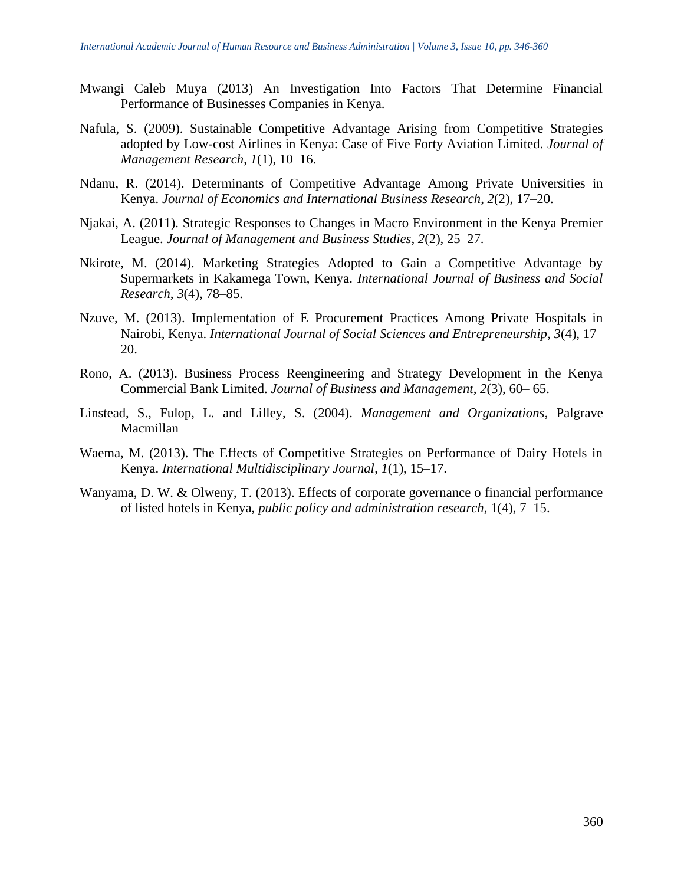Mwangi Caleb Muya (2013) An Investigation Into Factors That Determine Financial Performance of Businesses Companies in Kenya.

Nafula, S. (2009). Sustainable Competitive Advantage Arising from Competitive Strategies adopted by Low-cost Airlines in Kenya: Case of Five Forty Aviation Limited. *Journal of Management Research*, *1*(1), 10–16.

Ndanu, R. (2014). Determinants of Competitive Advantage Among Private Universities in Kenya. *Journal of Economics and International Business Research*, *2*(2), 17–20.

Njakai, A. (2011). Strategic Responses to Changes in Macro Environment in the Kenya Premier League. *Journal of Management and Business Studies*, *2*(2), 25–27.

Nkirote, M. (2014). Marketing Strategies Adopted to Gain a Competitive Advantage by Supermarkets in Kakamega Town, Kenya. *International Journal of Business and Social Research*, *3*(4), 78–85.

Nzuve, M. (2013). Implementation of E Procurement Practices Among Private Hospitals in Nairobi, Kenya. *International Journal of Social Sciences and Entrepreneurship*, *3*(4), 17–20.

Rono, A. (2013). Business Process Reengineering and Strategy Development in the Kenya Commercial Bank Limited. *Journal of Business and Management*, *2*(3), 60– 65.

Linstead, S., Fulop, L. and Lilley, S. (2004). *Management and Organizations*, Palgrave Macmillan

Waema, M. (2013). The Effects of Competitive Strategies on Performance of Dairy Hotels in Kenya. *International Multidisciplinary Journal*, *1*(1), 15–17.

Wanyama, D. W. & Olweny, T. (2013). Effects of corporate governance o financial performance of listed hotels in Kenya, *public policy and administration research*, 1(4), 7–15.